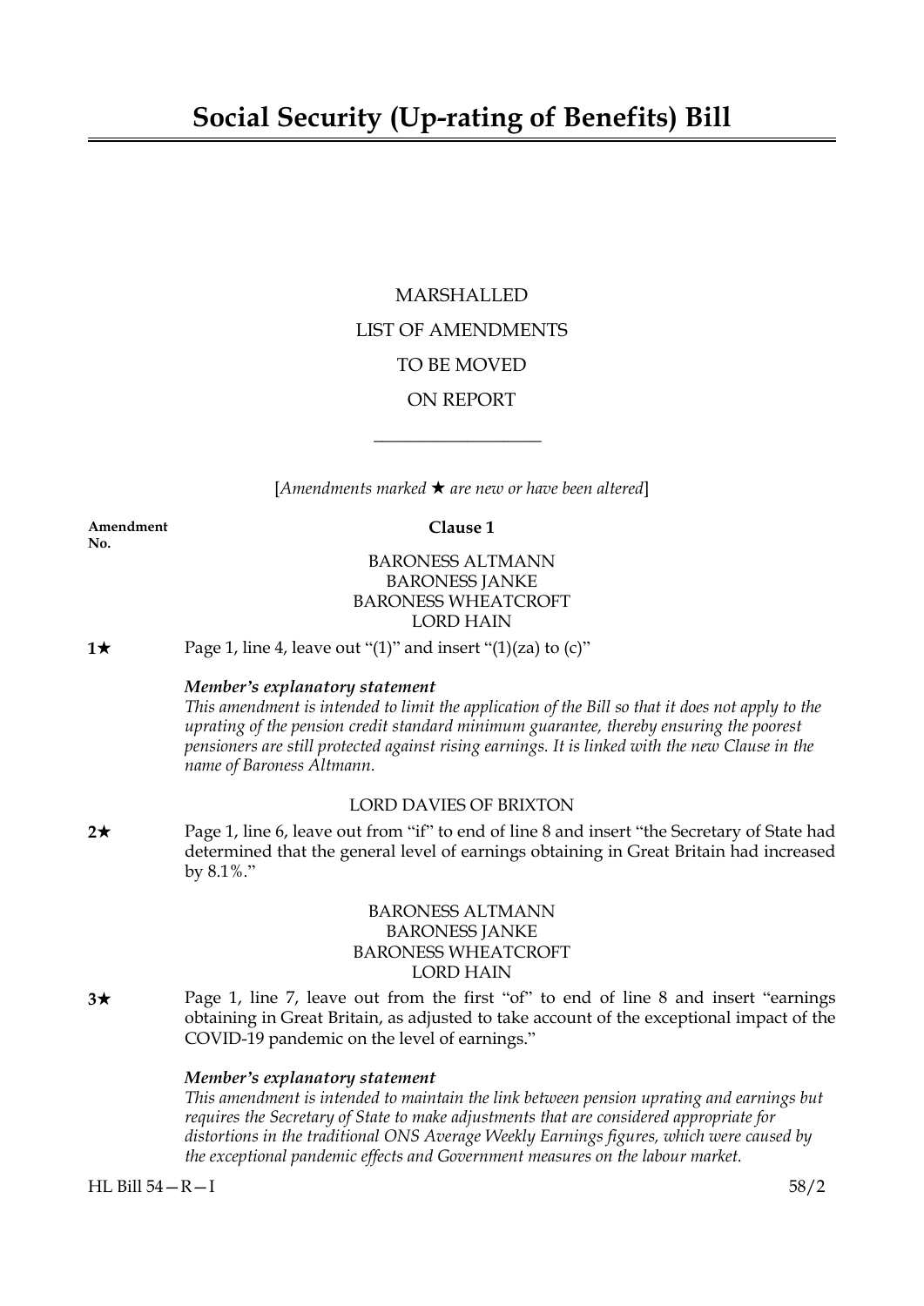# Social Security (Up-rating of Benefits) Bill

MARSHALLED

LIST OF AMENDMENTS

TO BE MOVED

ON REPORT

---

[*Amendments marked ★ are new or have been altered*]

**Amendment No.**

**Clause 1**

BARONESS ALTMANN
BARONESS JANKE
BARONESS WHEATCROFT
LORD HAIN

**1★** Page 1, line 4, leave out "(1)" and insert "(1)(za) to (c)"

***Member's explanatory statement***
*This amendment is intended to limit the application of the Bill so that it does not apply to the uprating of the pension credit standard minimum guarantee, thereby ensuring the poorest pensioners are still protected against rising earnings. It is linked with the new Clause in the name of Baroness Altmann.*

LORD DAVIES OF BRIXTON

**2★** Page 1, line 6, leave out from "if" to end of line 8 and insert "the Secretary of State had determined that the general level of earnings obtaining in Great Britain had increased by 8.1%."

BARONESS ALTMANN
BARONESS JANKE
BARONESS WHEATCROFT
LORD HAIN

**3★** Page 1, line 7, leave out from the first "of" to end of line 8 and insert "earnings obtaining in Great Britain, as adjusted to take account of the exceptional impact of the COVID-19 pandemic on the level of earnings."

***Member's explanatory statement***
*This amendment is intended to maintain the link between pension uprating and earnings but requires the Secretary of State to make adjustments that are considered appropriate for distortions in the traditional ONS Average Weekly Earnings figures, which were caused by the exceptional pandemic effects and Government measures on the labour market.*

HL Bill 54—R—I 58/2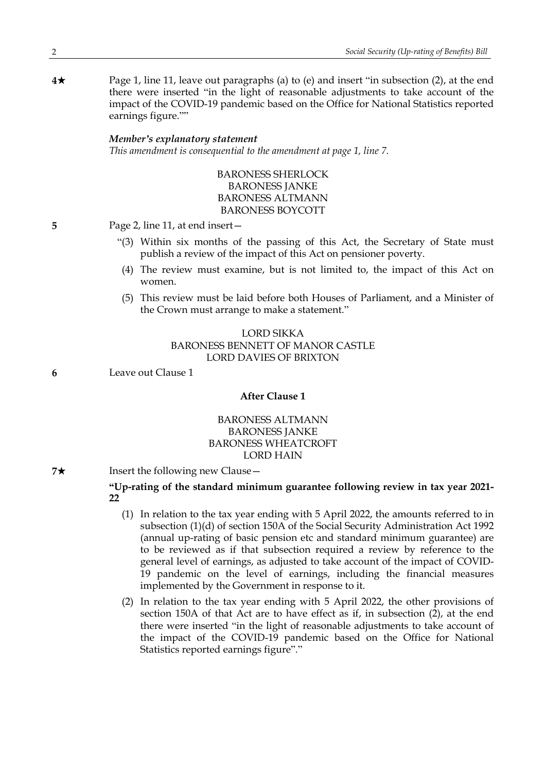**4★** Page 1, line 11, leave out paragraphs (a) to (e) and insert "in subsection (2), at the end there were inserted "in the light of reasonable adjustments to take account of the impact of the COVID-19 pandemic based on the Office for National Statistics reported earnings figure.""

***Member's explanatory statement***

*This amendment is consequential to the amendment at page 1, line 7.*

BARONESS SHERLOCK
BARONESS JANKE
BARONESS ALTMANN
BARONESS BOYCOTT

**5** Page 2, line 11, at end insert—

"(3) Within six months of the passing of this Act, the Secretary of State must publish a review of the impact of this Act on pensioner poverty.

(4) The review must examine, but is not limited to, the impact of this Act on women.

(5) This review must be laid before both Houses of Parliament, and a Minister of the Crown must arrange to make a statement."

LORD SIKKA
BARONESS BENNETT OF MANOR CASTLE
LORD DAVIES OF BRIXTON

**6** Leave out Clause 1

**After Clause 1**

BARONESS ALTMANN
BARONESS JANKE
BARONESS WHEATCROFT
LORD HAIN

**7★** Insert the following new Clause—

**"Up-rating of the standard minimum guarantee following review in tax year 2021-22**

(1) In relation to the tax year ending with 5 April 2022, the amounts referred to in subsection (1)(d) of section 150A of the Social Security Administration Act 1992 (annual up-rating of basic pension etc and standard minimum guarantee) are to be reviewed as if that subsection required a review by reference to the general level of earnings, as adjusted to take account of the impact of COVID-19 pandemic on the level of earnings, including the financial measures implemented by the Government in response to it.

(2) In relation to the tax year ending with 5 April 2022, the other provisions of section 150A of that Act are to have effect as if, in subsection (2), at the end there were inserted "in the light of reasonable adjustments to take account of the impact of the COVID-19 pandemic based on the Office for National Statistics reported earnings figure"."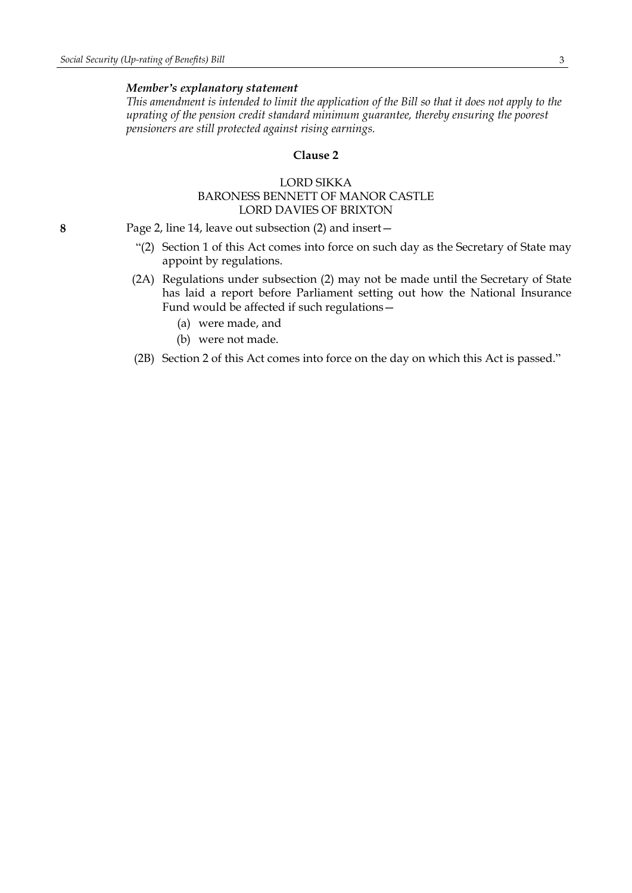***Member's explanatory statement***

*This amendment is intended to limit the application of the Bill so that it does not apply to the uprating of the pension credit standard minimum guarantee, thereby ensuring the poorest pensioners are still protected against rising earnings.*

**Clause 2**

LORD SIKKA
BARONESS BENNETT OF MANOR CASTLE
LORD DAVIES OF BRIXTON

**8** Page 2, line 14, leave out subsection (2) and insert—

"(2) Section 1 of this Act comes into force on such day as the Secretary of State may appoint by regulations.

(2A) Regulations under subsection (2) may not be made until the Secretary of State has laid a report before Parliament setting out how the National Insurance Fund would be affected if such regulations—

(a) were made, and

(b) were not made.

(2B) Section 2 of this Act comes into force on the day on which this Act is passed."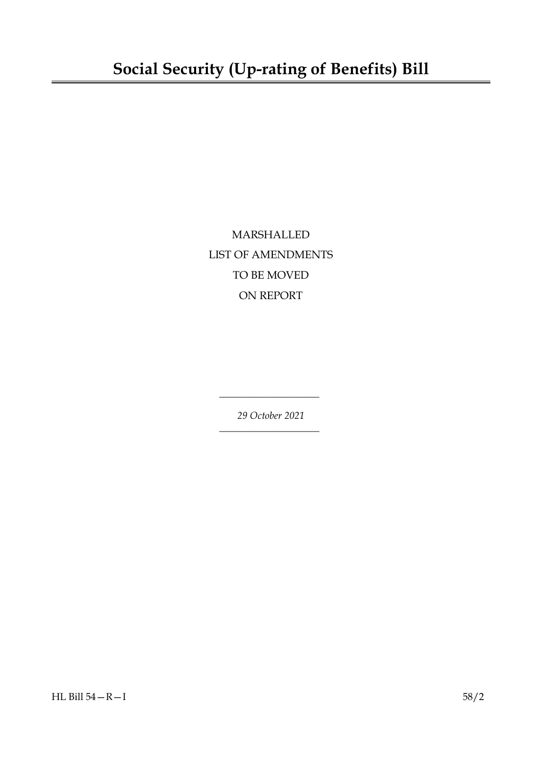# Social Security (Up-rating of Benefits) Bill

MARSHALLED

LIST OF AMENDMENTS

TO BE MOVED

ON REPORT

---

*29 October 2021*

---

HL Bill 54—R—I

58/2